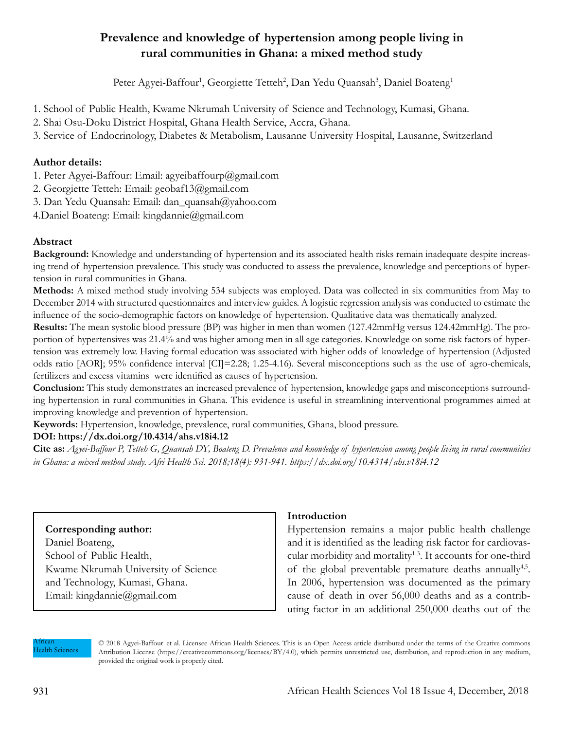# Prevalence and knowledge of hypertension among people living in rural communities in Ghana: a mixed method study

Peter Agyei-Baffour[1], Georgiette Tetteh[2], Dan Yedu Quansah[3], Daniel Boateng[1]

1. School of Public Health, Kwame Nkrumah University of Science and Technology, Kumasi, Ghana.
2. Shai Osu-Doku District Hospital, Ghana Health Service, Accra, Ghana.
3. Service of Endocrinology, Diabetes & Metabolism, Lausanne University Hospital, Lausanne, Switzerland

**Author details:**

1. Peter Agyei-Baffour: Email: agyeibaffourp@gmail.com
2. Georgiette Tetteh: Email: geobaf13@gmail.com
3. Dan Yedu Quansah: Email: dan_quansah@yahoo.com
4. Daniel Boateng: Email: kingdannie@gmail.com

## Abstract

**Background:** Knowledge and understanding of hypertension and its associated health risks remain inadequate despite increasing trend of hypertension prevalence. This study was conducted to assess the prevalence, knowledge and perceptions of hypertension in rural communities in Ghana.

**Methods:** A mixed method study involving 534 subjects was employed. Data was collected in six communities from May to December 2014 with structured questionnaires and interview guides. A logistic regression analysis was conducted to estimate the influence of the socio-demographic factors on knowledge of hypertension. Qualitative data was thematically analyzed.

**Results:** The mean systolic blood pressure (BP) was higher in men than women (127.42mmHg versus 124.42mmHg). The proportion of hypertensives was 21.4% and was higher among men in all age categories. Knowledge on some risk factors of hypertension was extremely low. Having formal education was associated with higher odds of knowledge of hypertension (Adjusted odds ratio [AOR]; 95% confidence interval [CI]=2.28; 1.25-4.16). Several misconceptions such as the use of agro-chemicals, fertilizers and excess vitamins were identified as causes of hypertension.

**Conclusion:** This study demonstrates an increased prevalence of hypertension, knowledge gaps and misconceptions surrounding hypertension in rural communities in Ghana. This evidence is useful in streamlining interventional programmes aimed at improving knowledge and prevention of hypertension.

**Keywords:** Hypertension, knowledge, prevalence, rural communities, Ghana, blood pressure.

**DOI: https://dx.doi.org/10.4314/ahs.v18i4.12**

**Cite as:** *Agyei-Baffour P, Tetteh G, Quansah DY, Boateng D. Prevalence and knowledge of hypertension among people living in rural communities in Ghana: a mixed method study. Afri Health Sci. 2018;18(4): 931-941. https://dx.doi.org/10.4314/ahs.v18i4.12*

**Corresponding author:**
Daniel Boateng,
School of Public Health,
Kwame Nkrumah University of Science and Technology, Kumasi, Ghana.
Email: kingdannie@gmail.com

## Introduction

Hypertension remains a major public health challenge and it is identified as the leading risk factor for cardiovascular morbidity and mortality[1-3]. It accounts for one-third of the global preventable premature deaths annually[4,5]. In 2006, hypertension was documented as the primary cause of death in over 56,000 deaths and as a contributing factor in an additional 250,000 deaths out of the

© 2018 Agyei-Baffour et al. Licensee African Health Sciences. This is an Open Access article distributed under the terms of the Creative commons Attribution License (https://creativecommons.org/licenses/BY/4.0), which permits unrestricted use, distribution, and reproduction in any medium, provided the original work is properly cited.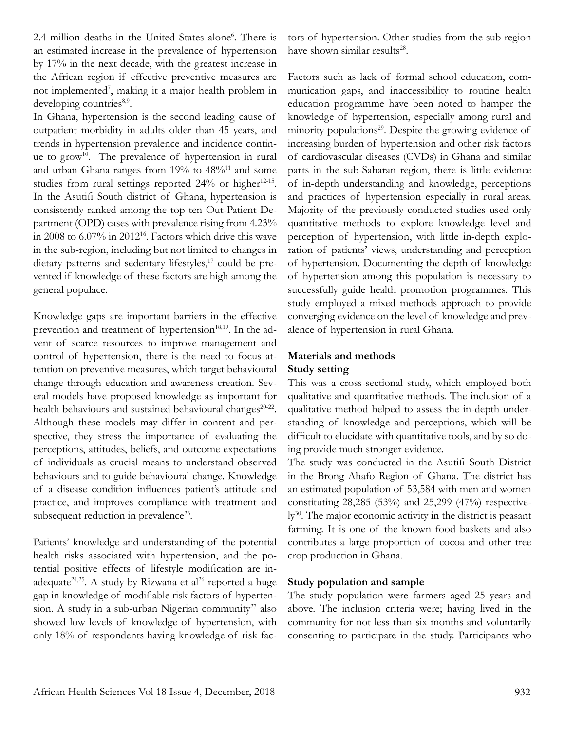2.4 million deaths in the United States alone[6]. There is an estimated increase in the prevalence of hypertension by 17% in the next decade, with the greatest increase in the African region if effective preventive measures are not implemented[7], making it a major health problem in developing countries[8,9].

In Ghana, hypertension is the second leading cause of outpatient morbidity in adults older than 45 years, and trends in hypertension prevalence and incidence continue to grow[10]. The prevalence of hypertension in rural and urban Ghana ranges from 19% to 48%[11] and some studies from rural settings reported 24% or higher[12-15]. In the Asutifi South district of Ghana, hypertension is consistently ranked among the top ten Out-Patient Department (OPD) cases with prevalence rising from 4.23% in 2008 to 6.07% in 2012[16]. Factors which drive this wave in the sub-region, including but not limited to changes in dietary patterns and sedentary lifestyles,[17] could be prevented if knowledge of these factors are high among the general populace.

Knowledge gaps are important barriers in the effective prevention and treatment of hypertension[18,19]. In the advent of scarce resources to improve management and control of hypertension, there is the need to focus attention on preventive measures, which target behavioural change through education and awareness creation. Several models have proposed knowledge as important for health behaviours and sustained behavioural changes[20-22]. Although these models may differ in content and perspective, they stress the importance of evaluating the perceptions, attitudes, beliefs, and outcome expectations of individuals as crucial means to understand observed behaviours and to guide behavioural change. Knowledge of a disease condition influences patient's attitude and practice, and improves compliance with treatment and subsequent reduction in prevalence[23].

Patients' knowledge and understanding of the potential health risks associated with hypertension, and the potential positive effects of lifestyle modification are inadequate[24,25]. A study by Rizwana et al[26] reported a huge gap in knowledge of modifiable risk factors of hypertension. A study in a sub-urban Nigerian community[27] also showed low levels of knowledge of hypertension, with only 18% of respondents having knowledge of risk factors of hypertension. Other studies from the sub region have shown similar results[28].

Factors such as lack of formal school education, communication gaps, and inaccessibility to routine health education programme have been noted to hamper the knowledge of hypertension, especially among rural and minority populations[29]. Despite the growing evidence of increasing burden of hypertension and other risk factors of cardiovascular diseases (CVDs) in Ghana and similar parts in the sub-Saharan region, there is little evidence of in-depth understanding and knowledge, perceptions and practices of hypertension especially in rural areas. Majority of the previously conducted studies used only quantitative methods to explore knowledge level and perception of hypertension, with little in-depth exploration of patients' views, understanding and perception of hypertension. Documenting the depth of knowledge of hypertension among this population is necessary to successfully guide health promotion programmes. This study employed a mixed methods approach to provide converging evidence on the level of knowledge and prevalence of hypertension in rural Ghana.

## Materials and methods

### Study setting

This was a cross-sectional study, which employed both qualitative and quantitative methods. The inclusion of a qualitative method helped to assess the in-depth understanding of knowledge and perceptions, which will be difficult to elucidate with quantitative tools, and by so doing provide much stronger evidence.

The study was conducted in the Asutifi South District in the Brong Ahafo Region of Ghana. The district has an estimated population of 53,584 with men and women constituting 28,285 (53%) and 25,299 (47%) respectively[30]. The major economic activity in the district is peasant farming. It is one of the known food baskets and also contributes a large proportion of cocoa and other tree crop production in Ghana.

### Study population and sample

The study population were farmers aged 25 years and above. The inclusion criteria were; having lived in the community for not less than six months and voluntarily consenting to participate in the study. Participants who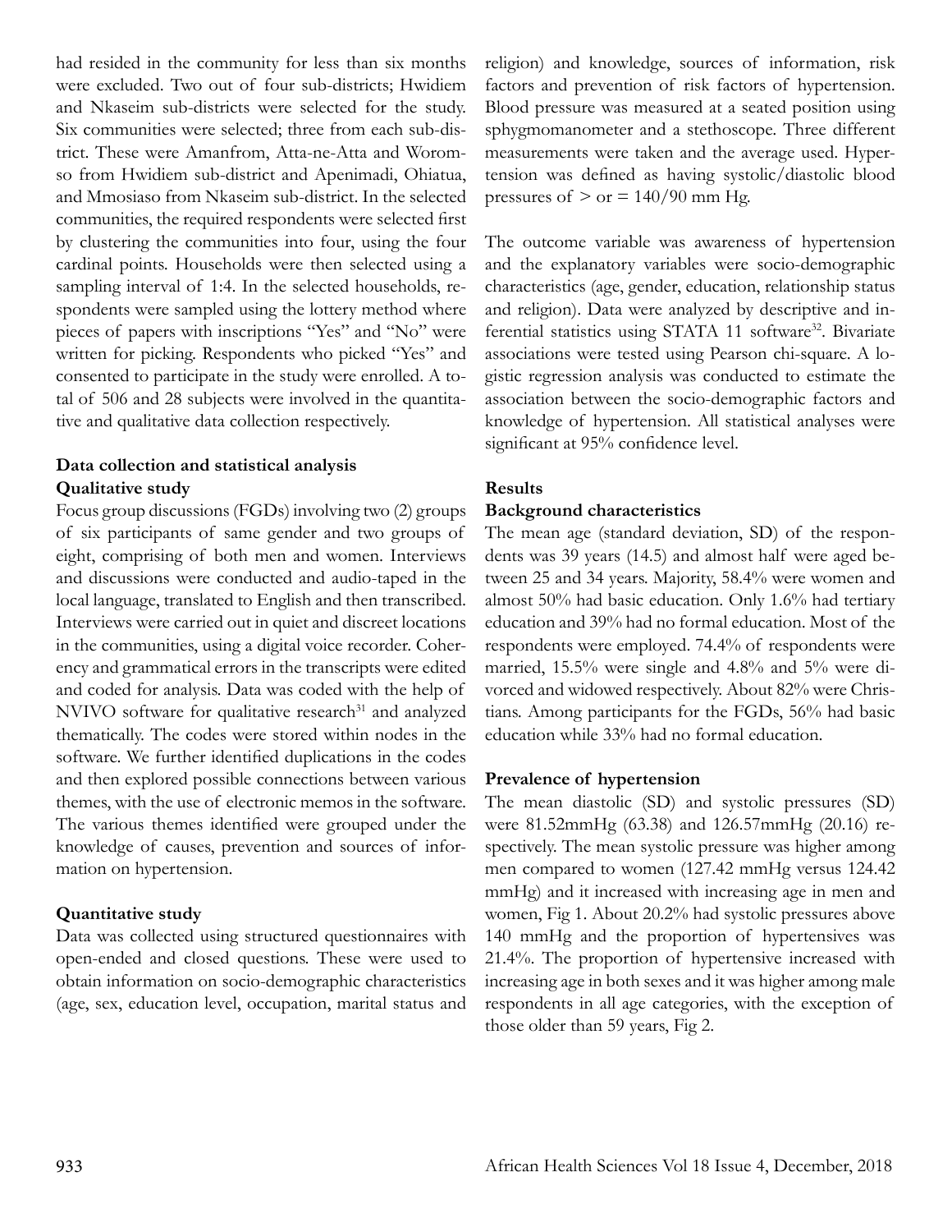had resided in the community for less than six months were excluded. Two out of four sub-districts; Hwidiem and Nkaseim sub-districts were selected for the study. Six communities were selected; three from each sub-district. These were Amanfrom, Atta-ne-Atta and Woromso from Hwidiem sub-district and Apenimadi, Ohiatua, and Mmosiaso from Nkaseim sub-district. In the selected communities, the required respondents were selected first by clustering the communities into four, using the four cardinal points. Households were then selected using a sampling interval of 1:4. In the selected households, respondents were sampled using the lottery method where pieces of papers with inscriptions "Yes" and "No" were written for picking. Respondents who picked "Yes" and consented to participate in the study were enrolled. A total of 506 and 28 subjects were involved in the quantitative and qualitative data collection respectively.

## Data collection and statistical analysis

### Qualitative study

Focus group discussions (FGDs) involving two (2) groups of six participants of same gender and two groups of eight, comprising of both men and women. Interviews and discussions were conducted and audio-taped in the local language, translated to English and then transcribed. Interviews were carried out in quiet and discreet locations in the communities, using a digital voice recorder. Coherency and grammatical errors in the transcripts were edited and coded for analysis. Data was coded with the help of NVIVO software for qualitative research[31] and analyzed thematically. The codes were stored within nodes in the software. We further identified duplications in the codes and then explored possible connections between various themes, with the use of electronic memos in the software. The various themes identified were grouped under the knowledge of causes, prevention and sources of information on hypertension.

### Quantitative study

Data was collected using structured questionnaires with open-ended and closed questions. These were used to obtain information on socio-demographic characteristics (age, sex, education level, occupation, marital status and religion) and knowledge, sources of information, risk factors and prevention of risk factors of hypertension. Blood pressure was measured at a seated position using sphygmomanometer and a stethoscope. Three different measurements were taken and the average used. Hypertension was defined as having systolic/diastolic blood pressures of > or = 140/90 mm Hg.

The outcome variable was awareness of hypertension and the explanatory variables were socio-demographic characteristics (age, gender, education, relationship status and religion). Data were analyzed by descriptive and inferential statistics using STATA 11 software[32]. Bivariate associations were tested using Pearson chi-square. A logistic regression analysis was conducted to estimate the association between the socio-demographic factors and knowledge of hypertension. All statistical analyses were significant at 95% confidence level.

## Results

### Background characteristics

The mean age (standard deviation, SD) of the respondents was 39 years (14.5) and almost half were aged between 25 and 34 years. Majority, 58.4% were women and almost 50% had basic education. Only 1.6% had tertiary education and 39% had no formal education. Most of the respondents were employed. 74.4% of respondents were married, 15.5% were single and 4.8% and 5% were divorced and widowed respectively. About 82% were Christians. Among participants for the FGDs, 56% had basic education while 33% had no formal education.

### Prevalence of hypertension

The mean diastolic (SD) and systolic pressures (SD) were 81.52mmHg (63.38) and 126.57mmHg (20.16) respectively. The mean systolic pressure was higher among men compared to women (127.42 mmHg versus 124.42 mmHg) and it increased with increasing age in men and women, Fig 1. About 20.2% had systolic pressures above 140 mmHg and the proportion of hypertensives was 21.4%. The proportion of hypertensive increased with increasing age in both sexes and it was higher among male respondents in all age categories, with the exception of those older than 59 years, Fig 2.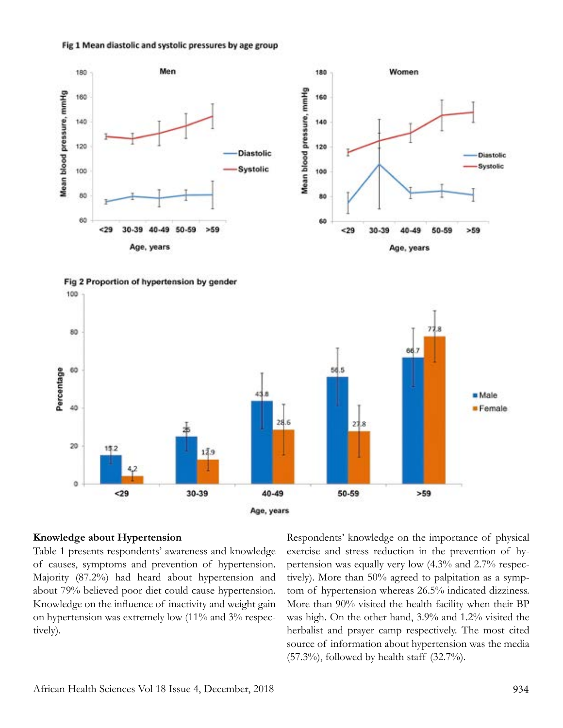Fig 1 Mean diastolic and systolic pressures by age group

Fig 2 Proportion of hypertension by gender

## Knowledge about Hypertension

Table 1 presents respondents' awareness and knowledge of causes, symptoms and prevention of hypertension. Majority (87.2%) had heard about hypertension and about 79% believed poor diet could cause hypertension. Knowledge on the influence of inactivity and weight gain on hypertension was extremely low (11% and 3% respectively).

Respondents' knowledge on the importance of physical exercise and stress reduction in the prevention of hypertension was equally very low (4.3% and 2.7% respectively). More than 50% agreed to palpitation as a symptom of hypertension whereas 26.5% indicated dizziness. More than 90% visited the health facility when their BP was high. On the other hand, 3.9% and 1.2% visited the herbalist and prayer camp respectively. The most cited source of information about hypertension was the media (57.3%), followed by health staff (32.7%).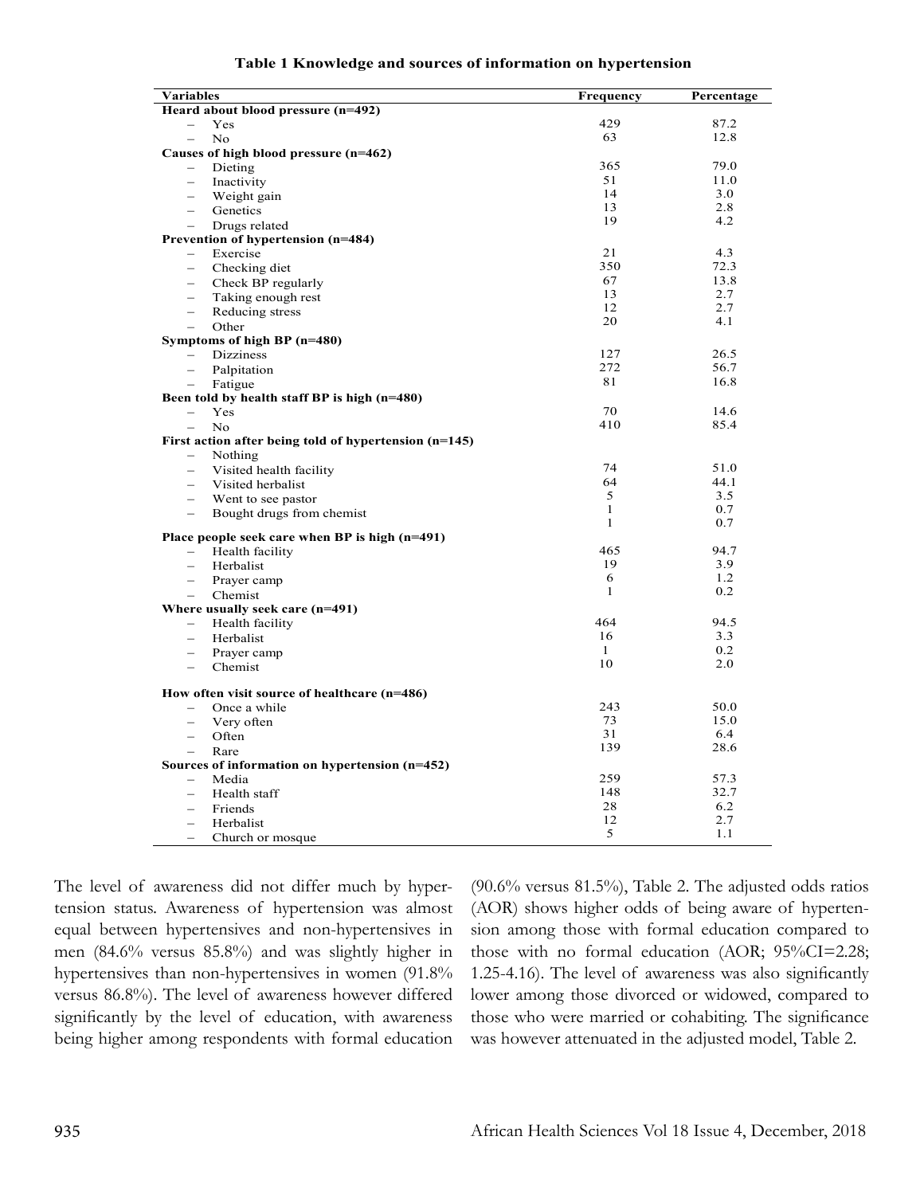**Table 1 Knowledge and sources of information on hypertension**

| Variables | Frequency | Percentage |
|---|---|---|
| **Heard about blood pressure (n=492)** | | |
| – Yes | 429 | 87.2 |
| – No | 63 | 12.8 |
| **Causes of high blood pressure (n=462)** | | |
| – Dieting | 365 | 79.0 |
| – Inactivity | 51 | 11.0 |
| – Weight gain | 14 | 3.0 |
| – Genetics | 13 | 2.8 |
| – Drugs related | 19 | 4.2 |
| **Prevention of hypertension (n=484)** | | |
| – Exercise | 21 | 4.3 |
| – Checking diet | 350 | 72.3 |
| – Check BP regularly | 67 | 13.8 |
| – Taking enough rest | 13 | 2.7 |
| – Reducing stress | 12 | 2.7 |
| – Other | 20 | 4.1 |
| **Symptoms of high BP (n=480)** | | |
| – Dizziness | 127 | 26.5 |
| – Palpitation | 272 | 56.7 |
| – Fatigue | 81 | 16.8 |
| **Been told by health staff BP is high (n=480)** | | |
| – Yes | 70 | 14.6 |
| – No | 410 | 85.4 |
| **First action after being told of hypertension (n=145)** | | |
| – Nothing | 74 | 51.0 |
| – Visited health facility | 64 | 44.1 |
| – Visited herbalist | 5 | 3.5 |
| – Went to see pastor | 1 | 0.7 |
| – Bought drugs from chemist | 1 | 0.7 |
| **Place people seek care when BP is high (n=491)** | | |
| – Health facility | 465 | 94.7 |
| – Herbalist | 19 | 3.9 |
| – Prayer camp | 6 | 1.2 |
| – Chemist | 1 | 0.2 |
| **Where usually seek care (n=491)** | | |
| – Health facility | 464 | 94.5 |
| – Herbalist | 16 | 3.3 |
| – Prayer camp | 1 | 0.2 |
| – Chemist | 10 | 2.0 |
| **How often visit source of healthcare (n=486)** | | |
| – Once a while | 243 | 50.0 |
| – Very often | 73 | 15.0 |
| – Often | 31 | 6.4 |
| – Rare | 139 | 28.6 |
| **Sources of information on hypertension (n=452)** | | |
| – Media | 259 | 57.3 |
| – Health staff | 148 | 32.7 |
| – Friends | 28 | 6.2 |
| – Herbalist | 12 | 2.7 |
| – Church or mosque | 5 | 1.1 |

The level of awareness did not differ much by hypertension status. Awareness of hypertension was almost equal between hypertensives and non-hypertensives in men (84.6% versus 85.8%) and was slightly higher in hypertensives than non-hypertensives in women (91.8% versus 86.8%). The level of awareness however differed significantly by the level of education, with awareness being higher among respondents with formal education (90.6% versus 81.5%), Table 2. The adjusted odds ratios (AOR) shows higher odds of being aware of hypertension among those with formal education compared to those with no formal education (AOR; 95%CI=2.28; 1.25-4.16). The level of awareness was also significantly lower among those divorced or widowed, compared to those who were married or cohabiting. The significance was however attenuated in the adjusted model, Table 2.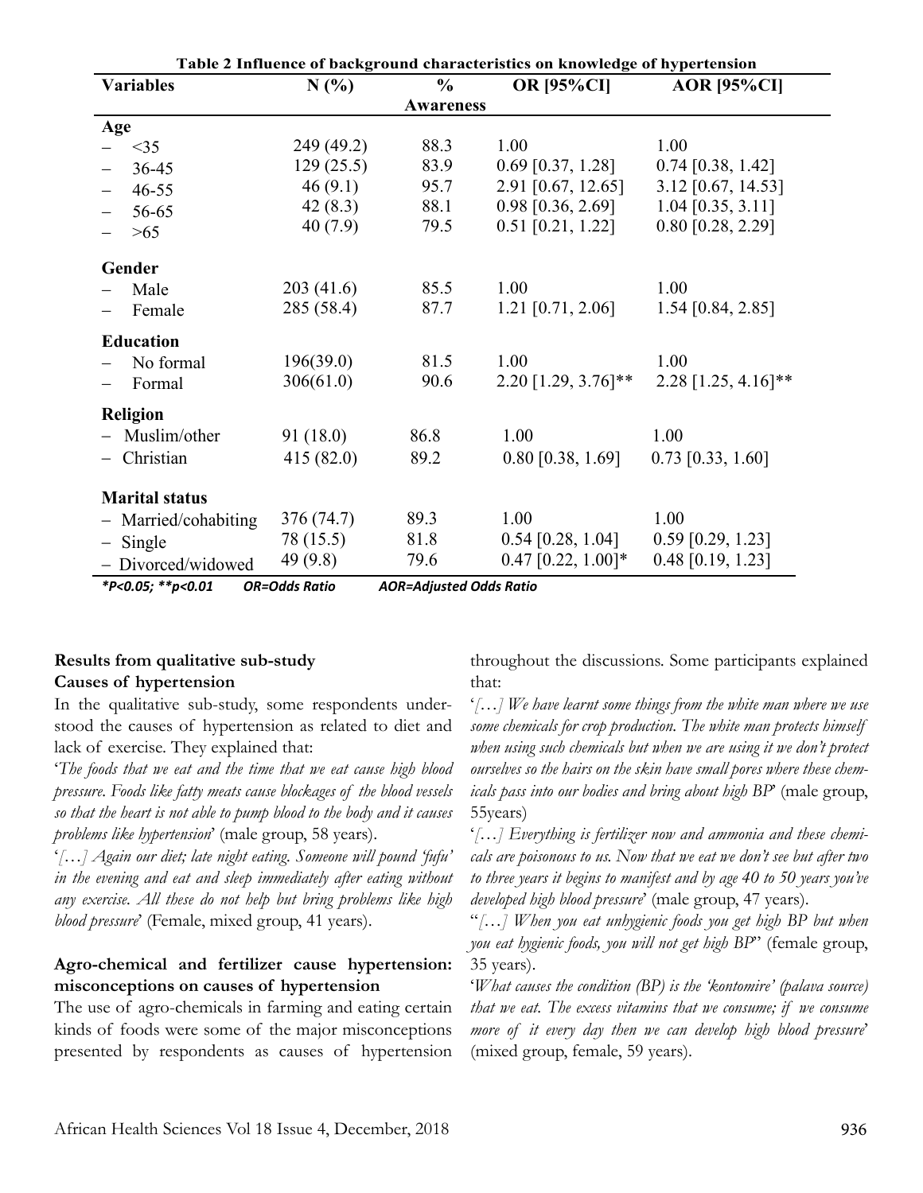**Table 2 Influence of background characteristics on knowledge of hypertension**

| Variables | N (%) | % Awareness | OR [95%CI] | AOR [95%CI] |
|---|---|---|---|---|
| **Age** | | | | |
| – <35 | 249 (49.2) | 88.3 | 1.00 | 1.00 |
| – 36-45 | 129 (25.5) | 83.9 | 0.69 [0.37, 1.28] | 0.74 [0.38, 1.42] |
| – 46-55 | 46 (9.1) | 95.7 | 2.91 [0.67, 12.65] | 3.12 [0.67, 14.53] |
| – 56-65 | 42 (8.3) | 88.1 | 0.98 [0.36, 2.69] | 1.04 [0.35, 3.11] |
| – >65 | 40 (7.9) | 79.5 | 0.51 [0.21, 1.22] | 0.80 [0.28, 2.29] |
| **Gender** | | | | |
| – Male | 203 (41.6) | 85.5 | 1.00 | 1.00 |
| – Female | 285 (58.4) | 87.7 | 1.21 [0.71, 2.06] | 1.54 [0.84, 2.85] |
| **Education** | | | | |
| – No formal | 196(39.0) | 81.5 | 1.00 | 1.00 |
| – Formal | 306(61.0) | 90.6 | 2.20 [1.29, 3.76]** | 2.28 [1.25, 4.16]** |
| **Religion** | | | | |
| – Muslim/other | 91 (18.0) | 86.8 | 1.00 | 1.00 |
| – Christian | 415 (82.0) | 89.2 | 0.80 [0.38, 1.69] | 0.73 [0.33, 1.60] |
| **Marital status** | | | | |
| – Married/cohabiting | 376 (74.7) | 89.3 | 1.00 | 1.00 |
| – Single | 78 (15.5) | 81.8 | 0.54 [0.28, 1.04] | 0.59 [0.29, 1.23] |
| – Divorced/widowed | 49 (9.8) | 79.6 | 0.47 [0.22, 1.00]* | 0.48 [0.19, 1.23] |

*P<0.05; **p<0.01 OR=Odds Ratio AOR=Adjusted Odds Ratio

### Results from qualitative sub-study

### Causes of hypertension

In the qualitative sub-study, some respondents understood the causes of hypertension as related to diet and lack of exercise. They explained that:

'*The foods that we eat and the time that we eat cause high blood pressure. Foods like fatty meats cause blockages of the blood vessels so that the heart is not able to pump blood to the body and it causes problems like hypertension*' (male group, 58 years).

'*[…] Again our diet; late night eating. Someone will pound 'fufu' in the evening and eat and sleep immediately after eating without any exercise. All these do not help but bring problems like high blood pressure*' (Female, mixed group, 41 years).

### Agro-chemical and fertilizer cause hypertension: misconceptions on causes of hypertension

The use of agro-chemicals in farming and eating certain kinds of foods were some of the major misconceptions presented by respondents as causes of hypertension throughout the discussions. Some participants explained that:

'*[…] We have learnt some things from the white man where we use some chemicals for crop production. The white man protects himself when using such chemicals but when we are using it we don't protect ourselves so the hairs on the skin have small pores where these chemicals pass into our bodies and bring about high BP*' (male group, 55years)

'*[…] Everything is fertilizer now and ammonia and these chemicals are poisonous to us. Now that we eat we don't see but after two to three years it begins to manifest and by age 40 to 50 years you've developed high blood pressure*' (male group, 47 years).

"*[…] When you eat unhygienic foods you get high BP but when you eat hygienic foods, you will not get high BP*" (female group, 35 years).

'*What causes the condition (BP) is the 'kontomire' (palava source) that we eat. The excess vitamins that we consume; if we consume more of it every day then we can develop high blood pressure*' (mixed group, female, 59 years).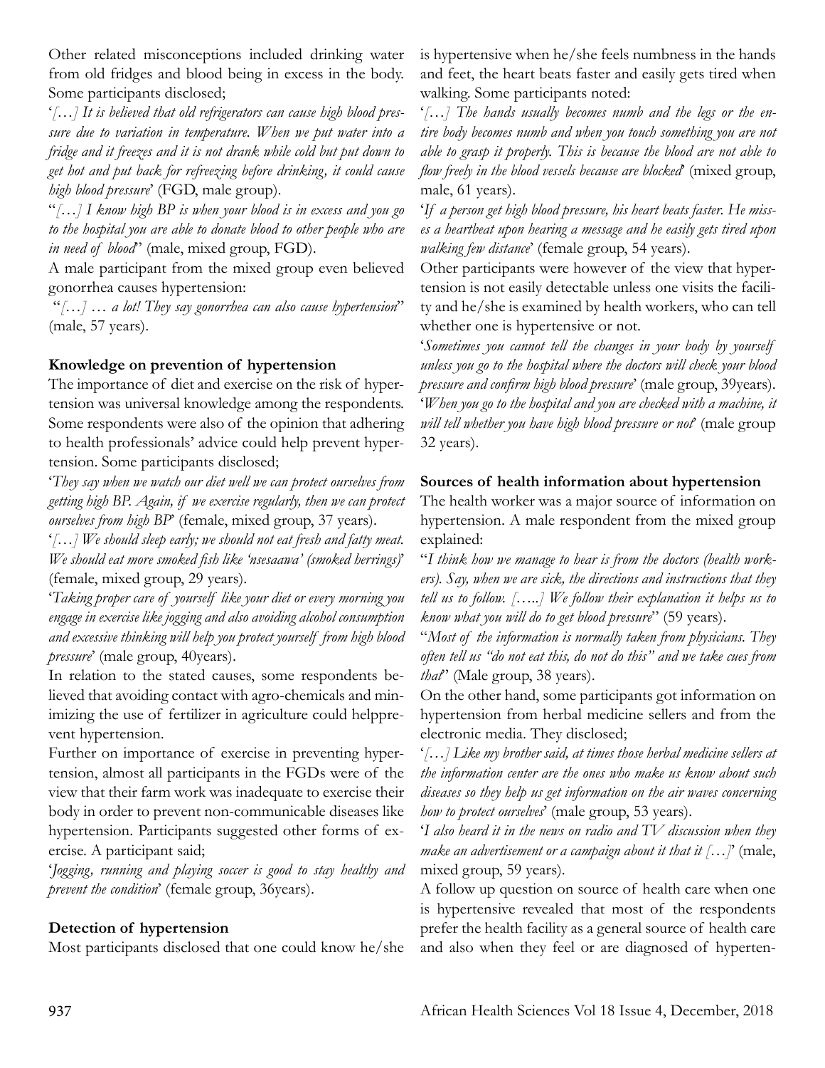Other related misconceptions included drinking water from old fridges and blood being in excess in the body. Some participants disclosed;

'*[…] It is believed that old refrigerators can cause high blood pressure due to variation in temperature. When we put water into a fridge and it freezes and it is not drank while cold but put down to get hot and put back for refreezing before drinking, it could cause high blood pressure*' (FGD, male group).

"*[…] I know high BP is when your blood is in excess and you go to the hospital you are able to donate blood to other people who are in need of blood*" (male, mixed group, FGD).

A male participant from the mixed group even believed gonorrhea causes hypertension:

"*[…] … a lot! They say gonorrhea can also cause hypertension*" (male, 57 years).

**Knowledge on prevention of hypertension**

The importance of diet and exercise on the risk of hypertension was universal knowledge among the respondents. Some respondents were also of the opinion that adhering to health professionals' advice could help prevent hypertension. Some participants disclosed;

'*They say when we watch our diet well we can protect ourselves from getting high BP. Again, if we exercise regularly, then we can protect ourselves from high BP*' (female, mixed group, 37 years).

'*[…] We should sleep early; we should not eat fresh and fatty meat. We should eat more smoked fish like 'nsesaawa' (smoked herrings)*' (female, mixed group, 29 years).

'*Taking proper care of yourself like your diet or every morning you engage in exercise like jogging and also avoiding alcohol consumption and excessive thinking will help you protect yourself from high blood pressure*' (male group, 40years).

In relation to the stated causes, some respondents believed that avoiding contact with agro-chemicals and minimizing the use of fertilizer in agriculture could helpprevent hypertension.

Further on importance of exercise in preventing hypertension, almost all participants in the FGDs were of the view that their farm work was inadequate to exercise their body in order to prevent non-communicable diseases like hypertension. Participants suggested other forms of exercise. A participant said;

'*Jogging, running and playing soccer is good to stay healthy and prevent the condition*' (female group, 36years).

**Detection of hypertension**

Most participants disclosed that one could know he/she is hypertensive when he/she feels numbness in the hands and feet, the heart beats faster and easily gets tired when walking. Some participants noted:

'*[…] The hands usually becomes numb and the legs or the entire body becomes numb and when you touch something you are not able to grasp it properly. This is because the blood are not able to flow freely in the blood vessels because are blocked*' (mixed group, male, 61 years).

'*If a person get high blood pressure, his heart beats faster. He misses a heartbeat upon hearing a message and he easily gets tired upon walking few distance*' (female group, 54 years).

Other participants were however of the view that hypertension is not easily detectable unless one visits the facility and he/she is examined by health workers, who can tell whether one is hypertensive or not.

'*Sometimes you cannot tell the changes in your body by yourself unless you go to the hospital where the doctors will check your blood pressure and confirm high blood pressure*' (male group, 39years).

'*When you go to the hospital and you are checked with a machine, it will tell whether you have high blood pressure or not*' (male group 32 years).

**Sources of health information about hypertension**

The health worker was a major source of information on hypertension. A male respondent from the mixed group explained:

"*I think how we manage to hear is from the doctors (health workers). Say, when we are sick, the directions and instructions that they tell us to follow. […..] We follow their explanation it helps us to know what you will do to get blood pressure*" (59 years).

"*Most of the information is normally taken from physicians. They often tell us "do not eat this, do not do this" and we take cues from that*" (Male group, 38 years).

On the other hand, some participants got information on hypertension from herbal medicine sellers and from the electronic media. They disclosed;

'*[…] Like my brother said, at times those herbal medicine sellers at the information center are the ones who make us know about such diseases so they help us get information on the air waves concerning how to protect ourselves*' (male group, 53 years).

'*I also heard it in the news on radio and TV discussion when they make an advertisement or a campaign about it that it […]*' (male, mixed group, 59 years).

A follow up question on source of health care when one is hypertensive revealed that most of the respondents prefer the health facility as a general source of health care and also when they feel or are diagnosed of hyperten-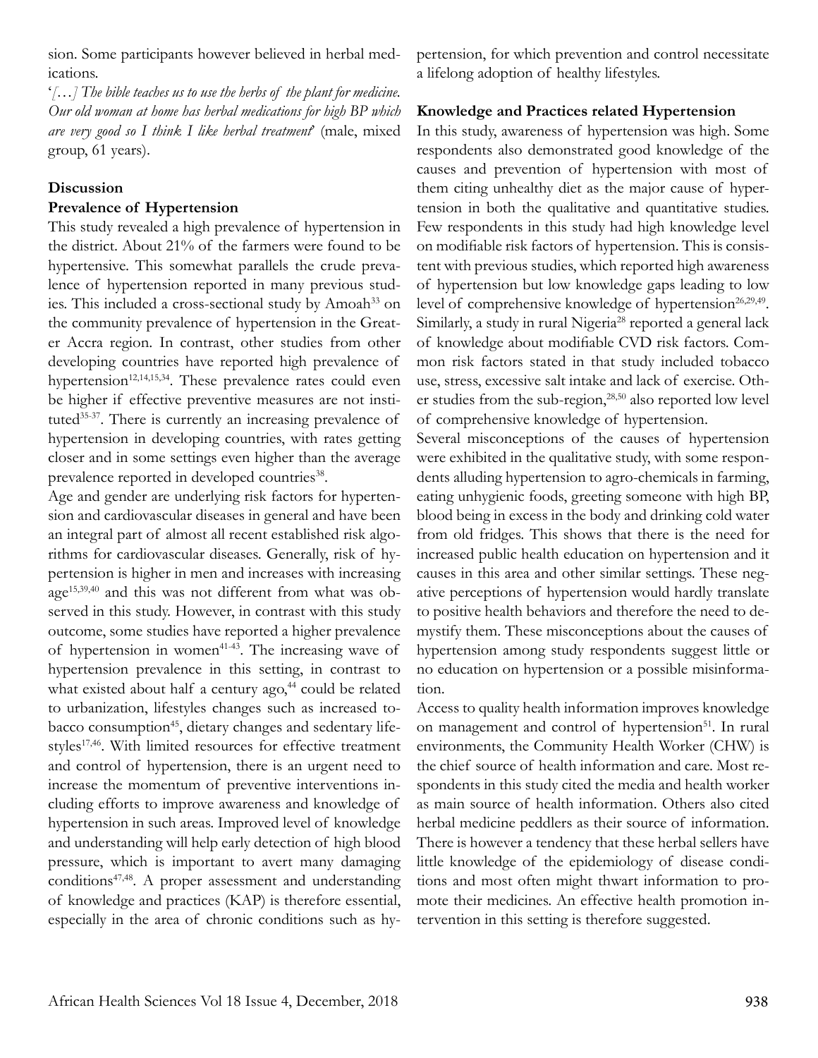sion. Some participants however believed in herbal medications.

'*[…] The bible teaches us to use the herbs of the plant for medicine. Our old woman at home has herbal medications for high BP which are very good so I think I like herbal treatment*' (male, mixed group, 61 years).

## Discussion

### Prevalence of Hypertension

This study revealed a high prevalence of hypertension in the district. About 21% of the farmers were found to be hypertensive. This somewhat parallels the crude prevalence of hypertension reported in many previous studies. This included a cross-sectional study by Amoah[33] on the community prevalence of hypertension in the Greater Accra region. In contrast, other studies from other developing countries have reported high prevalence of hypertension[12,14,15,34]. These prevalence rates could even be higher if effective preventive measures are not instituted[35-37]. There is currently an increasing prevalence of hypertension in developing countries, with rates getting closer and in some settings even higher than the average prevalence reported in developed countries[38].

Age and gender are underlying risk factors for hypertension and cardiovascular diseases in general and have been an integral part of almost all recent established risk algorithms for cardiovascular diseases. Generally, risk of hypertension is higher in men and increases with increasing age[15,39,40] and this was not different from what was observed in this study. However, in contrast with this study outcome, some studies have reported a higher prevalence of hypertension in women[41-43]. The increasing wave of hypertension prevalence in this setting, in contrast to what existed about half a century ago,[44] could be related to urbanization, lifestyles changes such as increased tobacco consumption[45], dietary changes and sedentary lifestyles[17,46]. With limited resources for effective treatment and control of hypertension, there is an urgent need to increase the momentum of preventive interventions including efforts to improve awareness and knowledge of hypertension in such areas. Improved level of knowledge and understanding will help early detection of high blood pressure, which is important to avert many damaging conditions[47,48]. A proper assessment and understanding of knowledge and practices (KAP) is therefore essential, especially in the area of chronic conditions such as hypertension, for which prevention and control necessitate a lifelong adoption of healthy lifestyles.

### Knowledge and Practices related Hypertension

In this study, awareness of hypertension was high. Some respondents also demonstrated good knowledge of the causes and prevention of hypertension with most of them citing unhealthy diet as the major cause of hypertension in both the qualitative and quantitative studies. Few respondents in this study had high knowledge level on modifiable risk factors of hypertension. This is consistent with previous studies, which reported high awareness of hypertension but low knowledge gaps leading to low level of comprehensive knowledge of hypertension[26,29,49]. Similarly, a study in rural Nigeria[28] reported a general lack of knowledge about modifiable CVD risk factors. Common risk factors stated in that study included tobacco use, stress, excessive salt intake and lack of exercise. Other studies from the sub-region,[28,50] also reported low level of comprehensive knowledge of hypertension.

Several misconceptions of the causes of hypertension were exhibited in the qualitative study, with some respondents alluding hypertension to agro-chemicals in farming, eating unhygienic foods, greeting someone with high BP, blood being in excess in the body and drinking cold water from old fridges. This shows that there is the need for increased public health education on hypertension and it causes in this area and other similar settings. These negative perceptions of hypertension would hardly translate to positive health behaviors and therefore the need to demystify them. These misconceptions about the causes of hypertension among study respondents suggest little or no education on hypertension or a possible misinformation.

Access to quality health information improves knowledge on management and control of hypertension[51]. In rural environments, the Community Health Worker (CHW) is the chief source of health information and care. Most respondents in this study cited the media and health worker as main source of health information. Others also cited herbal medicine peddlers as their source of information. There is however a tendency that these herbal sellers have little knowledge of the epidemiology of disease conditions and most often might thwart information to promote their medicines. An effective health promotion intervention in this setting is therefore suggested.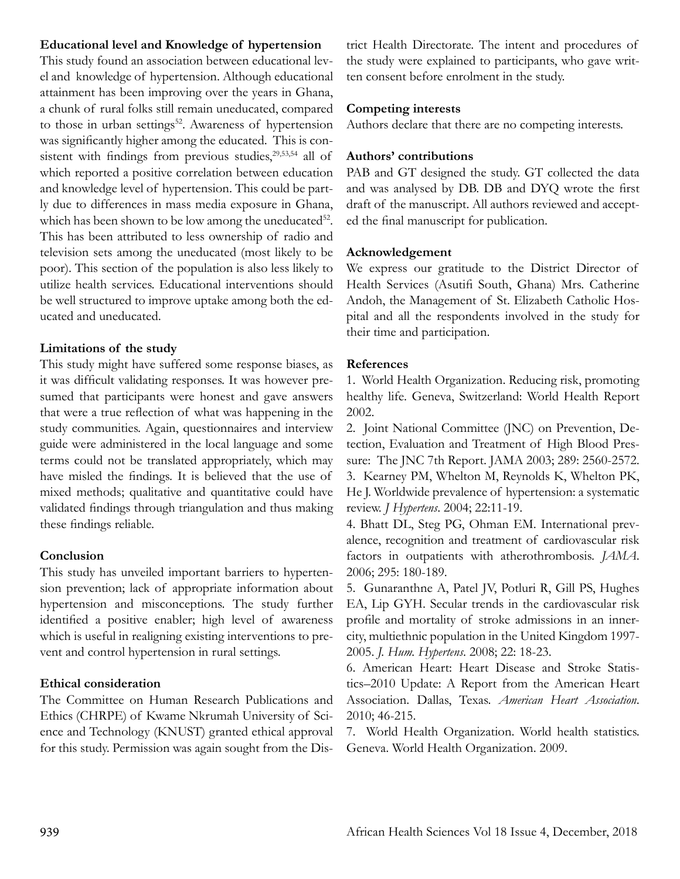### Educational level and Knowledge of hypertension

This study found an association between educational level and knowledge of hypertension. Although educational attainment has been improving over the years in Ghana, a chunk of rural folks still remain uneducated, compared to those in urban settings[52]. Awareness of hypertension was significantly higher among the educated. This is consistent with findings from previous studies,[29,53,54] all of which reported a positive correlation between education and knowledge level of hypertension. This could be partly due to differences in mass media exposure in Ghana, which has been shown to be low among the uneducated[52]. This has been attributed to less ownership of radio and television sets among the uneducated (most likely to be poor). This section of the population is also less likely to utilize health services. Educational interventions should be well structured to improve uptake among both the educated and uneducated.

### Limitations of the study

This study might have suffered some response biases, as it was difficult validating responses. It was however presumed that participants were honest and gave answers that were a true reflection of what was happening in the study communities. Again, questionnaires and interview guide were administered in the local language and some terms could not be translated appropriately, which may have misled the findings. It is believed that the use of mixed methods; qualitative and quantitative could have validated findings through triangulation and thus making these findings reliable.

### Conclusion

This study has unveiled important barriers to hypertension prevention; lack of appropriate information about hypertension and misconceptions. The study further identified a positive enabler; high level of awareness which is useful in realigning existing interventions to prevent and control hypertension in rural settings.

### Ethical consideration

The Committee on Human Research Publications and Ethics (CHRPE) of Kwame Nkrumah University of Science and Technology (KNUST) granted ethical approval for this study. Permission was again sought from the District Health Directorate. The intent and procedures of the study were explained to participants, who gave written consent before enrolment in the study.

### Competing interests

Authors declare that there are no competing interests.

### Authors' contributions

PAB and GT designed the study. GT collected the data and was analysed by DB. DB and DYQ wrote the first draft of the manuscript. All authors reviewed and accepted the final manuscript for publication.

### Acknowledgement

We express our gratitude to the District Director of Health Services (Asutifi South, Ghana) Mrs. Catherine Andoh, the Management of St. Elizabeth Catholic Hospital and all the respondents involved in the study for their time and participation.

### References

1. World Health Organization. Reducing risk, promoting healthy life. Geneva, Switzerland: World Health Report 2002.
2. Joint National Committee (JNC) on Prevention, Detection, Evaluation and Treatment of High Blood Pressure: The JNC 7th Report. JAMA 2003; 289: 2560-2572.
3. Kearney PM, Whelton M, Reynolds K, Whelton PK, He J. Worldwide prevalence of hypertension: a systematic review. *J Hypertens*. 2004; 22:11-19.
4. Bhatt DL, Steg PG, Ohman EM. International prevalence, recognition and treatment of cardiovascular risk factors in outpatients with atherothrombosis. *JAMA*. 2006; 295: 180-189.
5. Gunaranthne A, Patel JV, Potluri R, Gill PS, Hughes EA, Lip GYH. Secular trends in the cardiovascular risk profile and mortality of stroke admissions in an inner-city, multiethnic population in the United Kingdom 1997-2005. *J. Hum. Hypertens*. 2008; 22: 18-23.
6. American Heart: Heart Disease and Stroke Statistics–2010 Update: A Report from the American Heart Association. Dallas, Texas. *American Heart Association*. 2010; 46-215.
7. World Health Organization. World health statistics. Geneva. World Health Organization. 2009.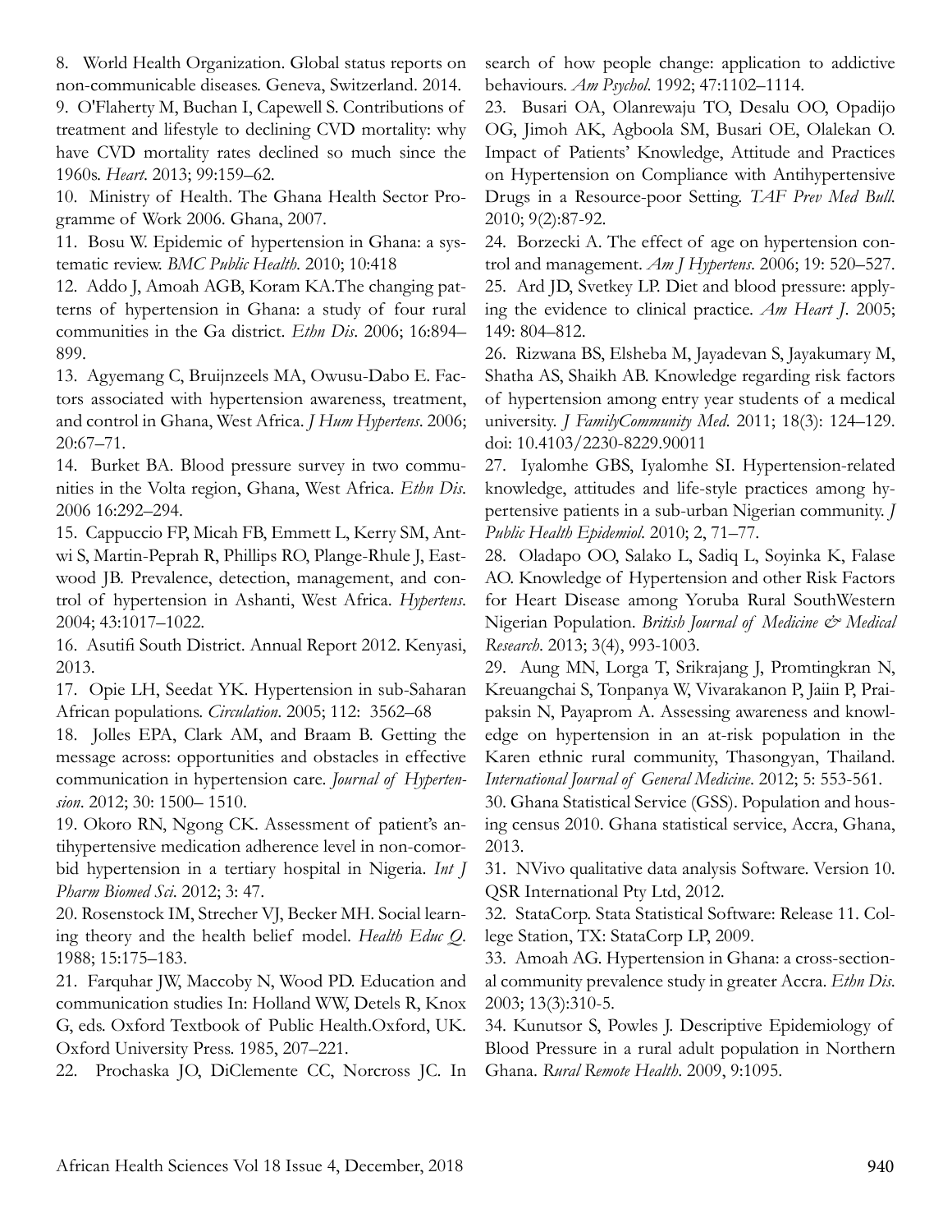8. World Health Organization. Global status reports on non-communicable diseases. Geneva, Switzerland. 2014.

9. O'Flaherty M, Buchan I, Capewell S. Contributions of treatment and lifestyle to declining CVD mortality: why have CVD mortality rates declined so much since the 1960s. *Heart*. 2013; 99:159–62.

10. Ministry of Health. The Ghana Health Sector Programme of Work 2006. Ghana, 2007.

11. Bosu W. Epidemic of hypertension in Ghana: a systematic review. *BMC Public Health*. 2010; 10:418

12. Addo J, Amoah AGB, Koram KA.The changing patterns of hypertension in Ghana: a study of four rural communities in the Ga district. *Ethn Dis*. 2006; 16:894–899.

13. Agyemang C, Bruijnzeels MA, Owusu-Dabo E. Factors associated with hypertension awareness, treatment, and control in Ghana, West Africa. *J Hum Hypertens*. 2006; 20:67–71.

14. Burket BA. Blood pressure survey in two communities in the Volta region, Ghana, West Africa. *Ethn Dis*. 2006 16:292–294.

15. Cappuccio FP, Micah FB, Emmett L, Kerry SM, Antwi S, Martin-Peprah R, Phillips RO, Plange-Rhule J, Eastwood JB. Prevalence, detection, management, and control of hypertension in Ashanti, West Africa. *Hypertens*. 2004; 43:1017–1022.

16. Asutifi South District. Annual Report 2012. Kenyasi, 2013.

17. Opie LH, Seedat YK. Hypertension in sub-Saharan African populations. *Circulation*. 2005; 112: 3562–68

18. Jolles EPA, Clark AM, and Braam B. Getting the message across: opportunities and obstacles in effective communication in hypertension care. *Journal of Hypertension*. 2012; 30: 1500– 1510.

19. Okoro RN, Ngong CK. Assessment of patient's antihypertensive medication adherence level in non-comorbid hypertension in a tertiary hospital in Nigeria. *Int J Pharm Biomed Sci*. 2012; 3: 47.

20. Rosenstock IM, Strecher VJ, Becker MH. Social learning theory and the health belief model. *Health Educ Q*. 1988; 15:175–183.

21. Farquhar JW, Maccoby N, Wood PD. Education and communication studies In: Holland WW, Detels R, Knox G, eds. Oxford Textbook of Public Health.Oxford, UK. Oxford University Press. 1985, 207–221.

22. Prochaska JO, DiClemente CC, Norcross JC. In search of how people change: application to addictive behaviours. *Am Psychol*. 1992; 47:1102–1114.

23. Busari OA, Olanrewaju TO, Desalu OO, Opadijo OG, Jimoh AK, Agboola SM, Busari OE, Olalekan O. Impact of Patients' Knowledge, Attitude and Practices on Hypertension on Compliance with Antihypertensive Drugs in a Resource-poor Setting. *TAF Prev Med Bull*. 2010; 9(2):87-92.

24. Borzecki A. The effect of age on hypertension control and management. *Am J Hypertens*. 2006; 19: 520–527.

25. Ard JD, Svetkey LP. Diet and blood pressure: applying the evidence to clinical practice. *Am Heart J*. 2005; 149: 804–812.

26. Rizwana BS, Elsheba M, Jayadevan S, Jayakumary M, Shatha AS, Shaikh AB. Knowledge regarding risk factors of hypertension among entry year students of a medical university. *J FamilyCommunity Med*. 2011; 18(3): 124–129. doi: 10.4103/2230-8229.90011

27. Iyalomhe GBS, Iyalomhe SI. Hypertension-related knowledge, attitudes and life-style practices among hypertensive patients in a sub-urban Nigerian community. *J Public Health Epidemiol*. 2010; 2, 71–77.

28. Oladapo OO, Salako L, Sadiq L, Soyinka K, Falase AO. Knowledge of Hypertension and other Risk Factors for Heart Disease among Yoruba Rural SouthWestern Nigerian Population. *British Journal of Medicine & Medical Research*. 2013; 3(4), 993-1003.

29. Aung MN, Lorga T, Srikrajang J, Promtingkran N, Kreuangchai S, Tonpanya W, Vivarakanon P, Jaiin P, Praipaksin N, Payaprom A. Assessing awareness and knowledge on hypertension in an at-risk population in the Karen ethnic rural community, Thasongyan, Thailand. *International Journal of General Medicine*. 2012; 5: 553-561.

30. Ghana Statistical Service (GSS). Population and housing census 2010. Ghana statistical service, Accra, Ghana, 2013.

31. NVivo qualitative data analysis Software. Version 10. QSR International Pty Ltd, 2012.

32. StataCorp. Stata Statistical Software: Release 11. College Station, TX: StataCorp LP, 2009.

33. Amoah AG. Hypertension in Ghana: a cross-sectional community prevalence study in greater Accra. *Ethn Dis*. 2003; 13(3):310-5.

34. Kunutsor S, Powles J. Descriptive Epidemiology of Blood Pressure in a rural adult population in Northern Ghana. *Rural Remote Health*. 2009, 9:1095.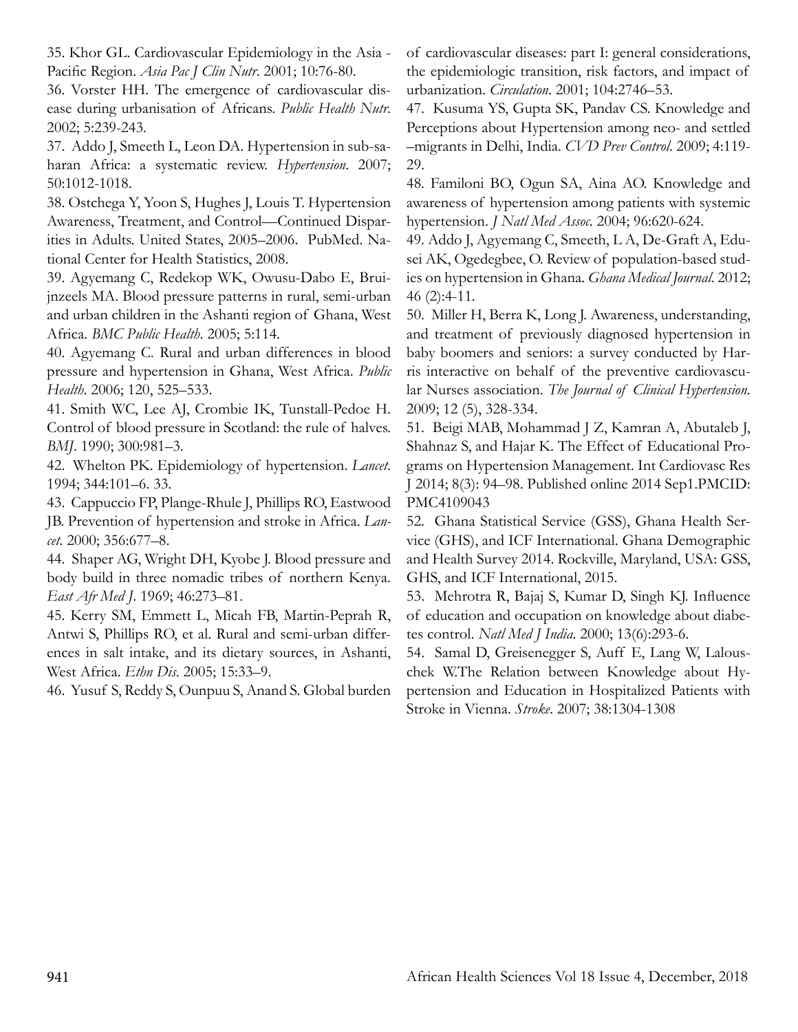35. Khor GL. Cardiovascular Epidemiology in the Asia - Pacific Region. *Asia Pac J Clin Nutr*. 2001; 10:76-80.

36. Vorster HH. The emergence of cardiovascular disease during urbanisation of Africans. *Public Health Nutr*. 2002; 5:239-243.

37. Addo J, Smeeth L, Leon DA. Hypertension in sub-saharan Africa: a systematic review. *Hypertension*. 2007; 50:1012-1018.

38. Ostchega Y, Yoon S, Hughes J, Louis T. Hypertension Awareness, Treatment, and Control—Continued Disparities in Adults. United States, 2005–2006. PubMed. National Center for Health Statistics, 2008.

39. Agyemang C, Redekop WK, Owusu-Dabo E, Bruijnzeels MA. Blood pressure patterns in rural, semi-urban and urban children in the Ashanti region of Ghana, West Africa. *BMC Public Health*. 2005; 5:114.

40. Agyemang C. Rural and urban differences in blood pressure and hypertension in Ghana, West Africa. *Public Health*. 2006; 120, 525–533.

41. Smith WC, Lee AJ, Crombie IK, Tunstall-Pedoe H. Control of blood pressure in Scotland: the rule of halves. *BMJ*. 1990; 300:981–3.

42. Whelton PK. Epidemiology of hypertension. *Lancet*. 1994; 344:101–6. 33.

43. Cappuccio FP, Plange-Rhule J, Phillips RO, Eastwood JB. Prevention of hypertension and stroke in Africa. *Lancet*. 2000; 356:677–8.

44. Shaper AG, Wright DH, Kyobe J. Blood pressure and body build in three nomadic tribes of northern Kenya. *East Afr Med J*. 1969; 46:273–81.

45. Kerry SM, Emmett L, Micah FB, Martin-Peprah R, Antwi S, Phillips RO, et al. Rural and semi-urban differences in salt intake, and its dietary sources, in Ashanti, West Africa. *Ethn Dis*. 2005; 15:33–9.

46. Yusuf S, Reddy S, Ounpuu S, Anand S. Global burden of cardiovascular diseases: part I: general considerations, the epidemiologic transition, risk factors, and impact of urbanization. *Circulation*. 2001; 104:2746–53.

47. Kusuma YS, Gupta SK, Pandav CS. Knowledge and Perceptions about Hypertension among neo- and settled –migrants in Delhi, India. *CVD Prev Control*. 2009; 4:119-29.

48. Familoni BO, Ogun SA, Aina AO. Knowledge and awareness of hypertension among patients with systemic hypertension. *J Natl Med Assoc*. 2004; 96:620-624.

49. Addo J, Agyemang C, Smeeth, L A, De-Graft A, Edusei AK, Ogedegbee, O. Review of population-based studies on hypertension in Ghana. *Ghana Medical Journal*. 2012; 46 (2):4-11.

50. Miller H, Berra K, Long J. Awareness, understanding, and treatment of previously diagnosed hypertension in baby boomers and seniors: a survey conducted by Harris interactive on behalf of the preventive cardiovascular Nurses association. *The Journal of Clinical Hypertension*. 2009; 12 (5), 328-334.

51. Beigi MAB, Mohammad J Z, Kamran A, Abutaleb J, Shahnaz S, and Hajar K. The Effect of Educational Programs on Hypertension Management. Int Cardiovasc Res J 2014; 8(3): 94–98. Published online 2014 Sep1.PMCID: PMC4109043

52. Ghana Statistical Service (GSS), Ghana Health Service (GHS), and ICF International. Ghana Demographic and Health Survey 2014. Rockville, Maryland, USA: GSS, GHS, and ICF International, 2015.

53. Mehrotra R, Bajaj S, Kumar D, Singh KJ. Influence of education and occupation on knowledge about diabetes control. *Natl Med J India*. 2000; 13(6):293-6.

54. Samal D, Greisenegger S, Auff E, Lang W, Lalouschek W.The Relation between Knowledge about Hypertension and Education in Hospitalized Patients with Stroke in Vienna. *Stroke*. 2007; 38:1304-1308